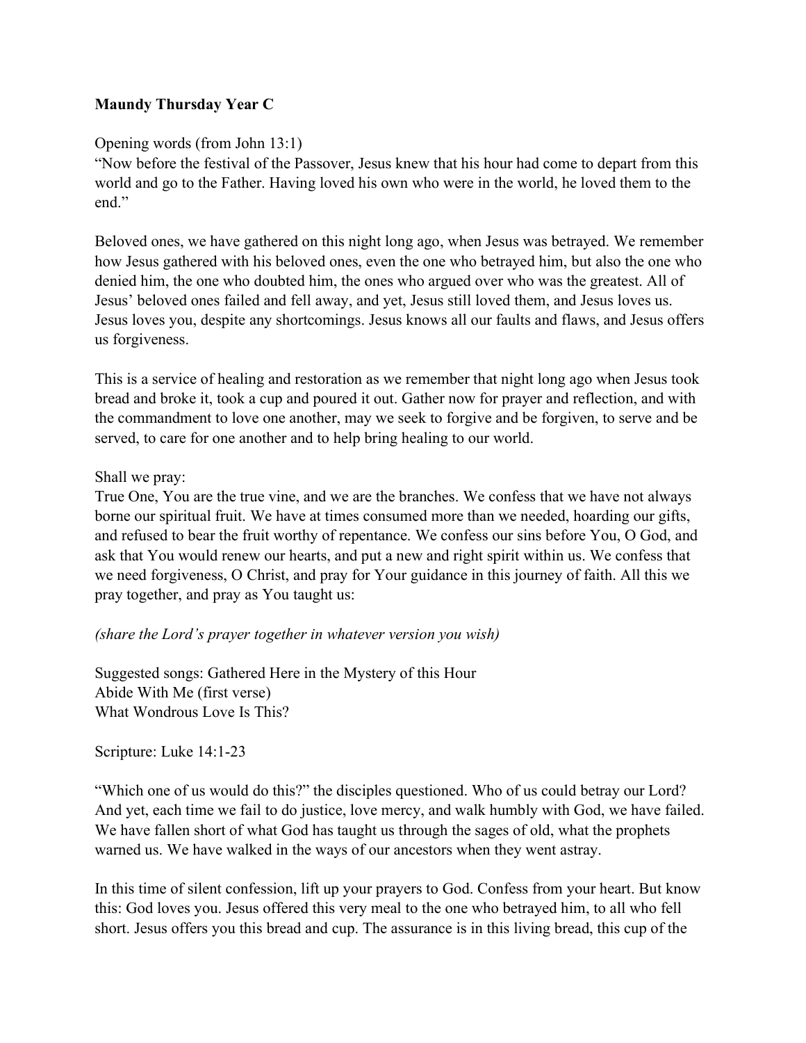**Maundy Thursday Year C**

Opening words (from John 13:1)
"Now before the festival of the Passover, Jesus knew that his hour had come to depart from this world and go to the Father. Having loved his own who were in the world, he loved them to the end."

Beloved ones, we have gathered on this night long ago, when Jesus was betrayed. We remember how Jesus gathered with his beloved ones, even the one who betrayed him, but also the one who denied him, the one who doubted him, the ones who argued over who was the greatest. All of Jesus' beloved ones failed and fell away, and yet, Jesus still loved them, and Jesus loves us. Jesus loves you, despite any shortcomings. Jesus knows all our faults and flaws, and Jesus offers us forgiveness.

This is a service of healing and restoration as we remember that night long ago when Jesus took bread and broke it, took a cup and poured it out. Gather now for prayer and reflection, and with the commandment to love one another, may we seek to forgive and be forgiven, to serve and be served, to care for one another and to help bring healing to our world.

Shall we pray:
True One, You are the true vine, and we are the branches. We confess that we have not always borne our spiritual fruit. We have at times consumed more than we needed, hoarding our gifts, and refused to bear the fruit worthy of repentance. We confess our sins before You, O God, and ask that You would renew our hearts, and put a new and right spirit within us. We confess that we need forgiveness, O Christ, and pray for Your guidance in this journey of faith. All this we pray together, and pray as You taught us:

*(share the Lord's prayer together in whatever version you wish)*

Suggested songs: Gathered Here in the Mystery of this Hour
Abide With Me (first verse)
What Wondrous Love Is This?

Scripture: Luke 14:1-23

"Which one of us would do this?" the disciples questioned. Who of us could betray our Lord? And yet, each time we fail to do justice, love mercy, and walk humbly with God, we have failed. We have fallen short of what God has taught us through the sages of old, what the prophets warned us. We have walked in the ways of our ancestors when they went astray.

In this time of silent confession, lift up your prayers to God. Confess from your heart. But know this: God loves you. Jesus offered this very meal to the one who betrayed him, to all who fell short. Jesus offers you this bread and cup. The assurance is in this living bread, this cup of the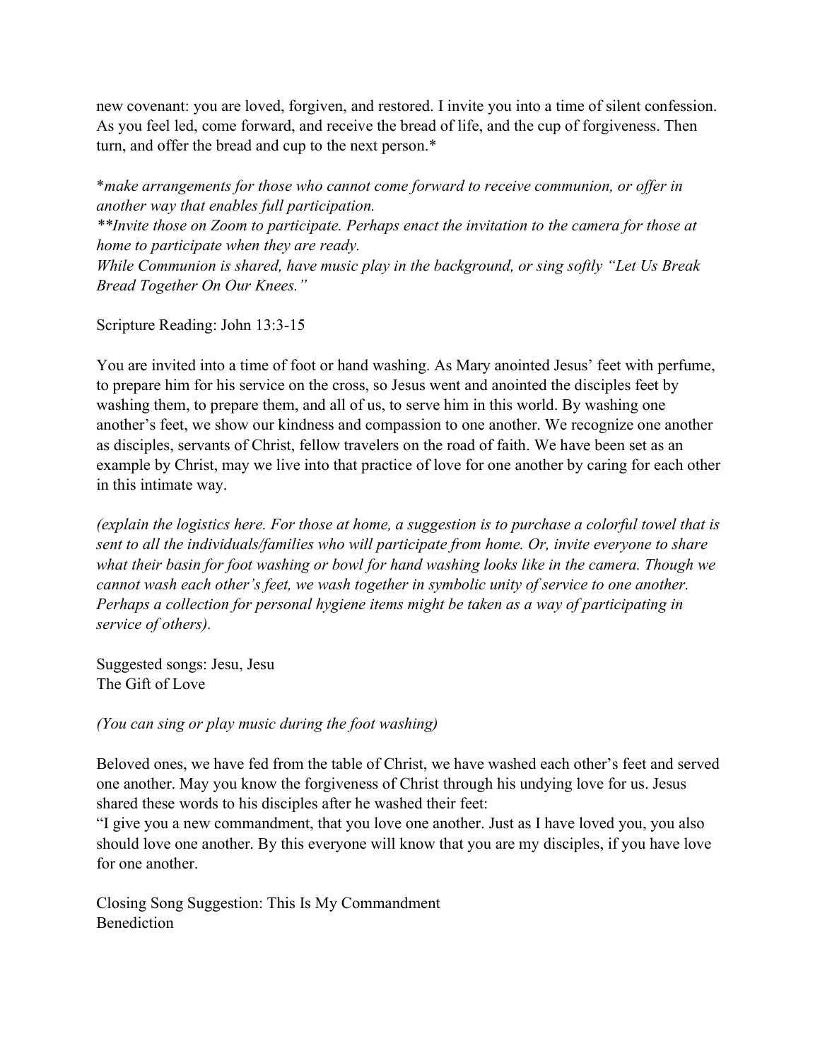new covenant: you are loved, forgiven, and restored. I invite you into a time of silent confession. As you feel led, come forward, and receive the bread of life, and the cup of forgiveness. Then turn, and offer the bread and cup to the next person.*

*\*make arrangements for those who cannot come forward to receive communion, or offer in another way that enables full participation.*
*\*\*Invite those on Zoom to participate. Perhaps enact the invitation to the camera for those at home to participate when they are ready.*
*While Communion is shared, have music play in the background, or sing softly "Let Us Break Bread Together On Our Knees."*

Scripture Reading: John 13:3-15

You are invited into a time of foot or hand washing. As Mary anointed Jesus' feet with perfume, to prepare him for his service on the cross, so Jesus went and anointed the disciples feet by washing them, to prepare them, and all of us, to serve him in this world. By washing one another's feet, we show our kindness and compassion to one another. We recognize one another as disciples, servants of Christ, fellow travelers on the road of faith. We have been set as an example by Christ, may we live into that practice of love for one another by caring for each other in this intimate way.

*(explain the logistics here. For those at home, a suggestion is to purchase a colorful towel that is sent to all the individuals/families who will participate from home. Or, invite everyone to share what their basin for foot washing or bowl for hand washing looks like in the camera. Though we cannot wash each other's feet, we wash together in symbolic unity of service to one another. Perhaps a collection for personal hygiene items might be taken as a way of participating in service of others).*

Suggested songs: Jesu, Jesu
The Gift of Love

*(You can sing or play music during the foot washing)*

Beloved ones, we have fed from the table of Christ, we have washed each other's feet and served one another. May you know the forgiveness of Christ through his undying love for us. Jesus shared these words to his disciples after he washed their feet:
"I give you a new commandment, that you love one another. Just as I have loved you, you also should love one another. By this everyone will know that you are my disciples, if you have love for one another.

Closing Song Suggestion: This Is My Commandment
Benediction